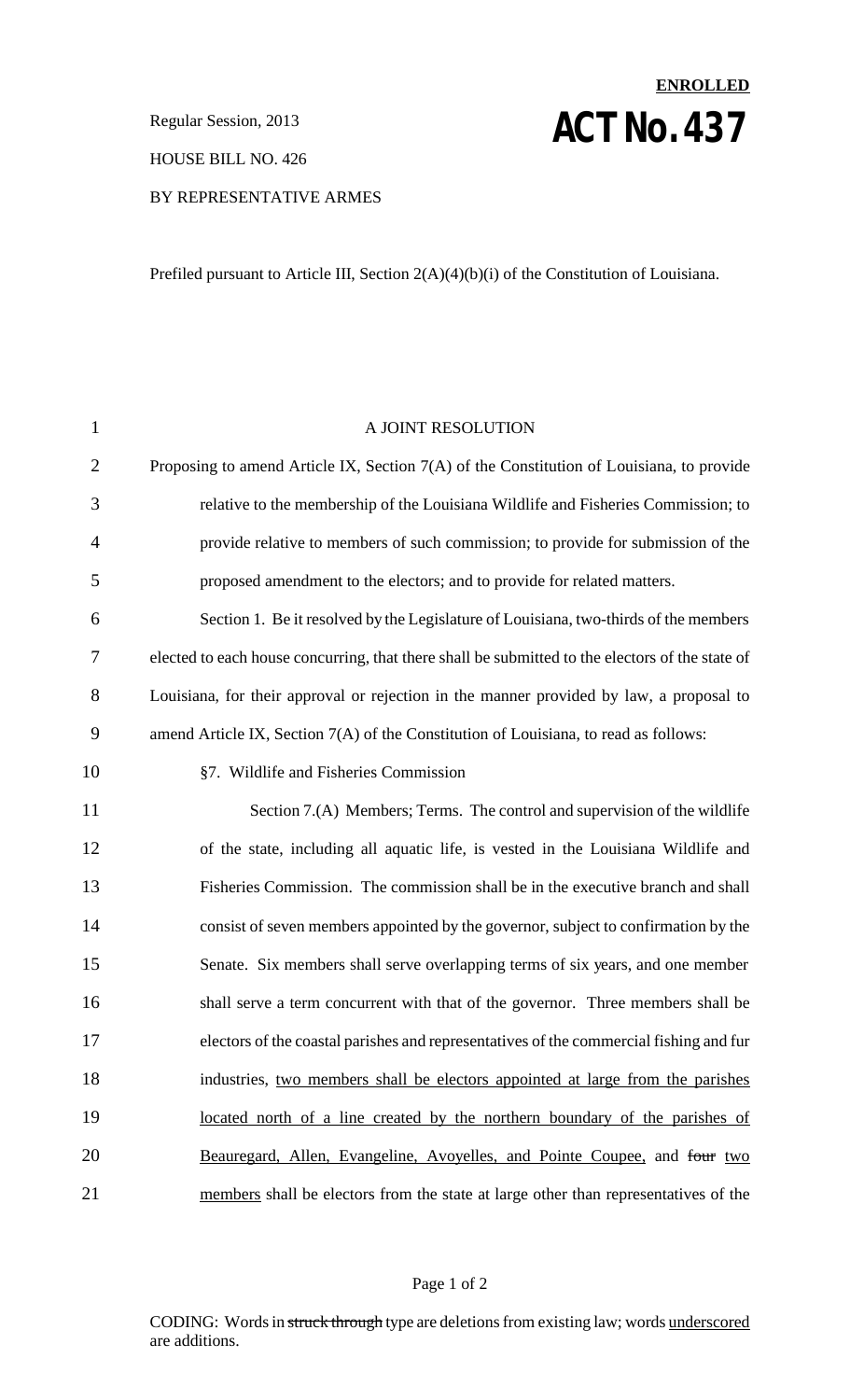**ENROLLED**

Regular Session, 2013

# ACT No. 437

HOUSE BILL NO. 426

BY REPRESENTATIVE ARMES

Prefiled pursuant to Article III, Section 2(A)(4)(b)(i) of the Constitution of Louisiana.

A JOINT RESOLUTION

Proposing to amend Article IX, Section 7(A) of the Constitution of Louisiana, to provide relative to the membership of the Louisiana Wildlife and Fisheries Commission; to provide relative to members of such commission; to provide for submission of the proposed amendment to the electors; and to provide for related matters.

Section 1. Be it resolved by the Legislature of Louisiana, two-thirds of the members elected to each house concurring, that there shall be submitted to the electors of the state of Louisiana, for their approval or rejection in the manner provided by law, a proposal to amend Article IX, Section 7(A) of the Constitution of Louisiana, to read as follows:

§7. Wildlife and Fisheries Commission

Section 7.(A) Members; Terms. The control and supervision of the wildlife of the state, including all aquatic life, is vested in the Louisiana Wildlife and Fisheries Commission. The commission shall be in the executive branch and shall consist of seven members appointed by the governor, subject to confirmation by the Senate. Six members shall serve overlapping terms of six years, and one member shall serve a term concurrent with that of the governor. Three members shall be electors of the coastal parishes and representatives of the commercial fishing and fur industries, <u>two members shall be electors appointed at large from the parishes located north of a line created by the northern boundary of the parishes of Beauregard, Allen, Evangeline, Avoyelles, and Pointe Coupee,</u> and ~~four~~ <u>two members</u> shall be electors from the state at large other than representatives of the

CODING: Words in ~~struck through~~ type are deletions from existing law; words <u>underscored</u> are additions.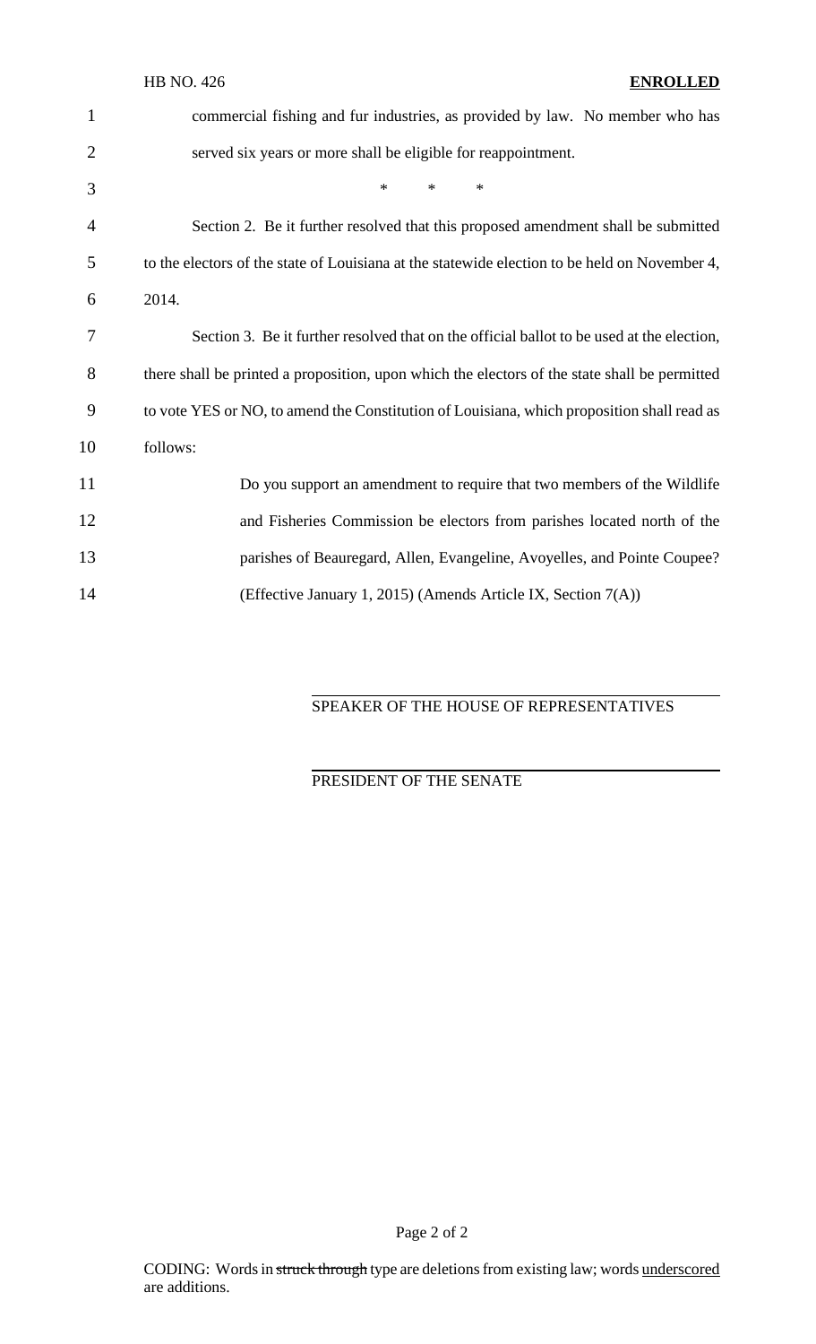commercial fishing and fur industries, as provided by law. No member who has served six years or more shall be eligible for reappointment.

\* \* \*

Section 2. Be it further resolved that this proposed amendment shall be submitted to the electors of the state of Louisiana at the statewide election to be held on November 4, 2014.

Section 3. Be it further resolved that on the official ballot to be used at the election, there shall be printed a proposition, upon which the electors of the state shall be permitted to vote YES or NO, to amend the Constitution of Louisiana, which proposition shall read as follows:

> Do you support an amendment to require that two members of the Wildlife and Fisheries Commission be electors from parishes located north of the parishes of Beauregard, Allen, Evangeline, Avoyelles, and Pointe Coupee? (Effective January 1, 2015) (Amends Article IX, Section 7(A))

SPEAKER OF THE HOUSE OF REPRESENTATIVES

PRESIDENT OF THE SENATE

CODING: Words in ~~struck through~~ type are deletions from existing law; words underscored are additions.